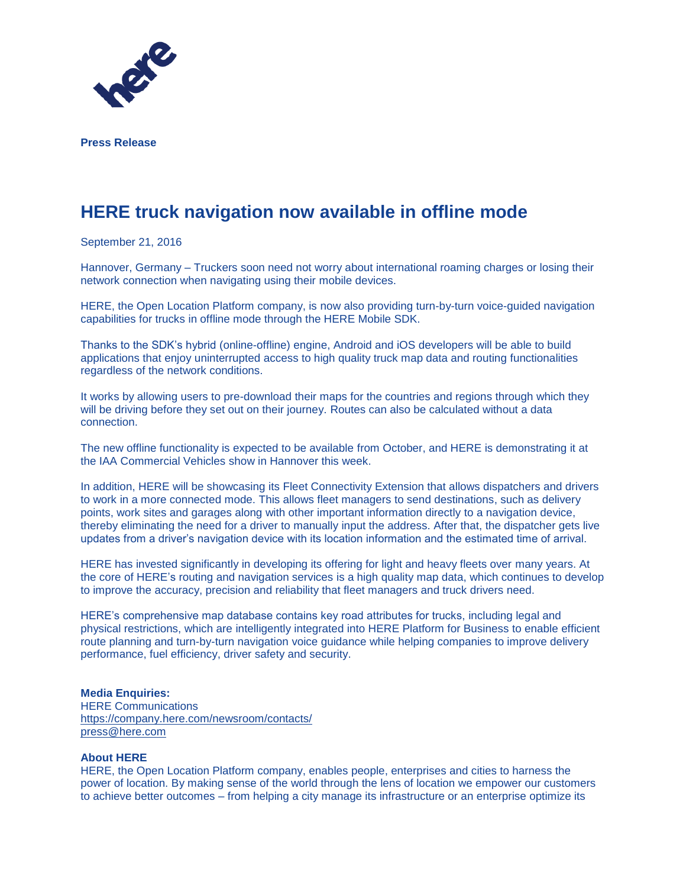**Press Release**

# HERE truck navigation now available in offline mode

September 21, 2016

Hannover, Germany – Truckers soon need not worry about international roaming charges or losing their network connection when navigating using their mobile devices.

HERE, the Open Location Platform company, is now also providing turn-by-turn voice-guided navigation capabilities for trucks in offline mode through the HERE Mobile SDK.

Thanks to the SDK's hybrid (online-offline) engine, Android and iOS developers will be able to build applications that enjoy uninterrupted access to high quality truck map data and routing functionalities regardless of the network conditions.

It works by allowing users to pre-download their maps for the countries and regions through which they will be driving before they set out on their journey. Routes can also be calculated without a data connection.

The new offline functionality is expected to be available from October, and HERE is demonstrating it at the IAA Commercial Vehicles show in Hannover this week.

In addition, HERE will be showcasing its Fleet Connectivity Extension that allows dispatchers and drivers to work in a more connected mode. This allows fleet managers to send destinations, such as delivery points, work sites and garages along with other important information directly to a navigation device, thereby eliminating the need for a driver to manually input the address. After that, the dispatcher gets live updates from a driver's navigation device with its location information and the estimated time of arrival.

HERE has invested significantly in developing its offering for light and heavy fleets over many years. At the core of HERE's routing and navigation services is a high quality map data, which continues to develop to improve the accuracy, precision and reliability that fleet managers and truck drivers need.

HERE's comprehensive map database contains key road attributes for trucks, including legal and physical restrictions, which are intelligently integrated into HERE Platform for Business to enable efficient route planning and turn-by-turn navigation voice guidance while helping companies to improve delivery performance, fuel efficiency, driver safety and security.

**Media Enquiries:**
HERE Communications
https://company.here.com/newsroom/contacts/
press@here.com

**About HERE**
HERE, the Open Location Platform company, enables people, enterprises and cities to harness the power of location. By making sense of the world through the lens of location we empower our customers to achieve better outcomes – from helping a city manage its infrastructure or an enterprise optimize its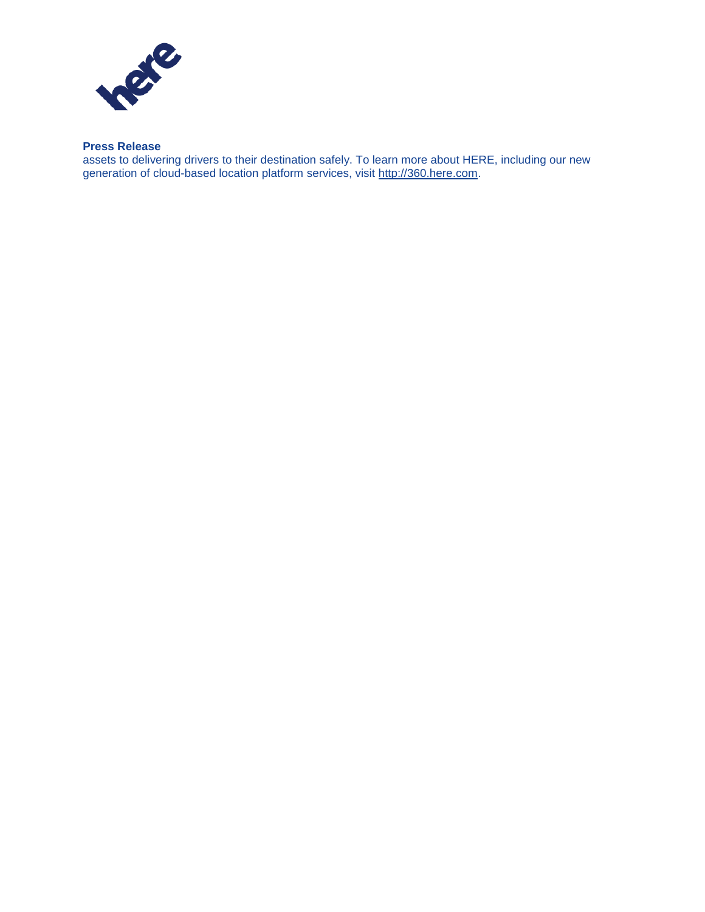assets to delivering drivers to their destination safely. To learn more about HERE, including our new generation of cloud-based location platform services, visit http://360.here.com.